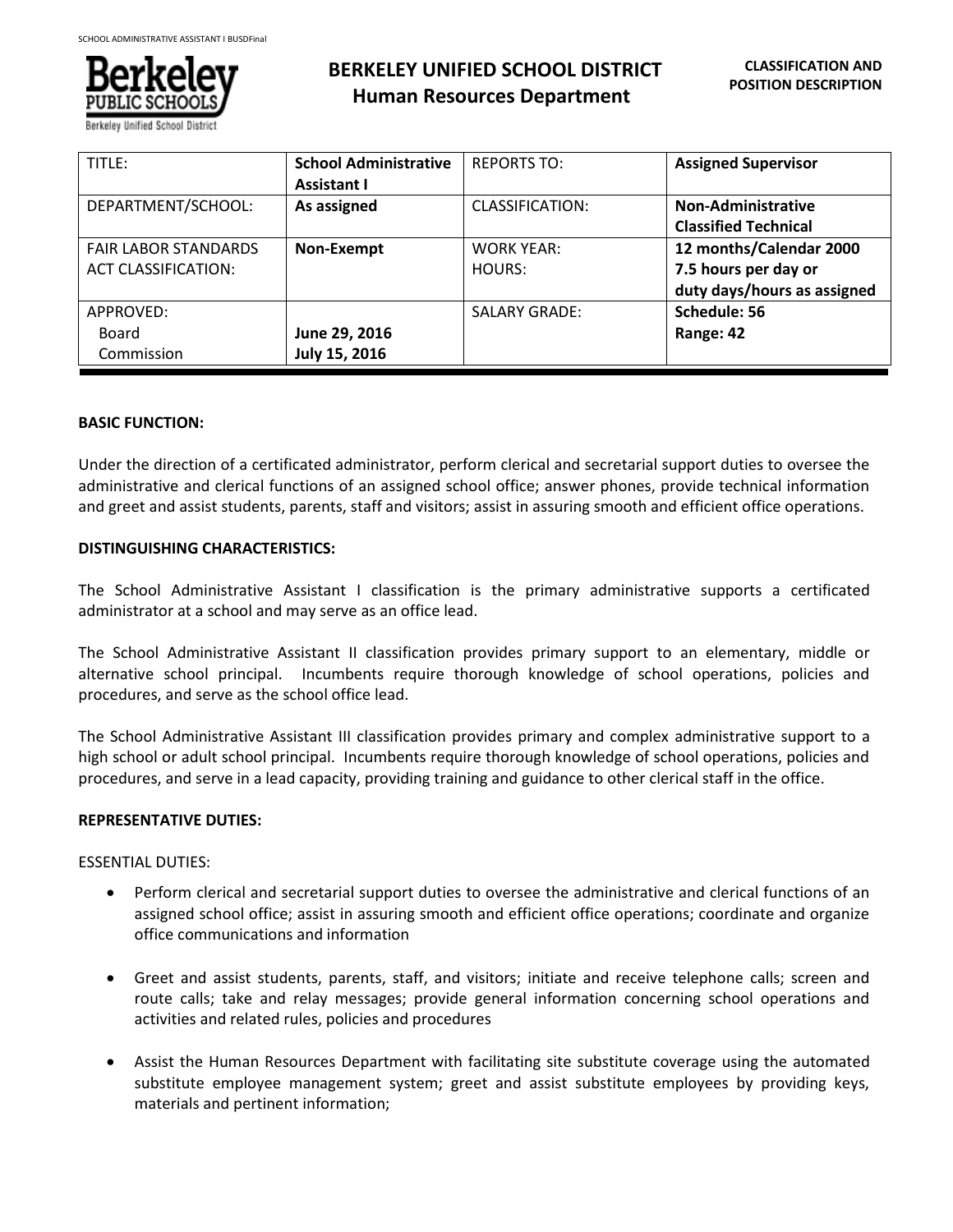# BERKELEY UNIFIED SCHOOL DISTRICT
## Human Resources Department

**CLASSIFICATION AND POSITION DESCRIPTION**

| TITLE: | **School Administrative Assistant I** | REPORTS TO: | **Assigned Supervisor** |
|---|---|---|---|
| DEPARTMENT/SCHOOL: | **As assigned** | CLASSIFICATION: | **Non-Administrative Classified Technical** |
| FAIR LABOR STANDARDS ACT CLASSIFICATION: | **Non-Exempt** | WORK YEAR: HOURS: | **12 months/Calendar 2000 7.5 hours per day or duty days/hours as assigned** |
| APPROVED: Board Commission | **June 29, 2016 July 15, 2016** | SALARY GRADE: | **Schedule: 56 Range: 42** |

**BASIC FUNCTION:**

Under the direction of a certificated administrator, perform clerical and secretarial support duties to oversee the administrative and clerical functions of an assigned school office; answer phones, provide technical information and greet and assist students, parents, staff and visitors; assist in assuring smooth and efficient office operations.

**DISTINGUISHING CHARACTERISTICS:**

The School Administrative Assistant I classification is the primary administrative supports a certificated administrator at a school and may serve as an office lead.

The School Administrative Assistant II classification provides primary support to an elementary, middle or alternative school principal. Incumbents require thorough knowledge of school operations, policies and procedures, and serve as the school office lead.

The School Administrative Assistant III classification provides primary and complex administrative support to a high school or adult school principal. Incumbents require thorough knowledge of school operations, policies and procedures, and serve in a lead capacity, providing training and guidance to other clerical staff in the office.

**REPRESENTATIVE DUTIES:**

ESSENTIAL DUTIES:

- Perform clerical and secretarial support duties to oversee the administrative and clerical functions of an assigned school office; assist in assuring smooth and efficient office operations; coordinate and organize office communications and information

- Greet and assist students, parents, staff, and visitors; initiate and receive telephone calls; screen and route calls; take and relay messages; provide general information concerning school operations and activities and related rules, policies and procedures

- Assist the Human Resources Department with facilitating site substitute coverage using the automated substitute employee management system; greet and assist substitute employees by providing keys, materials and pertinent information;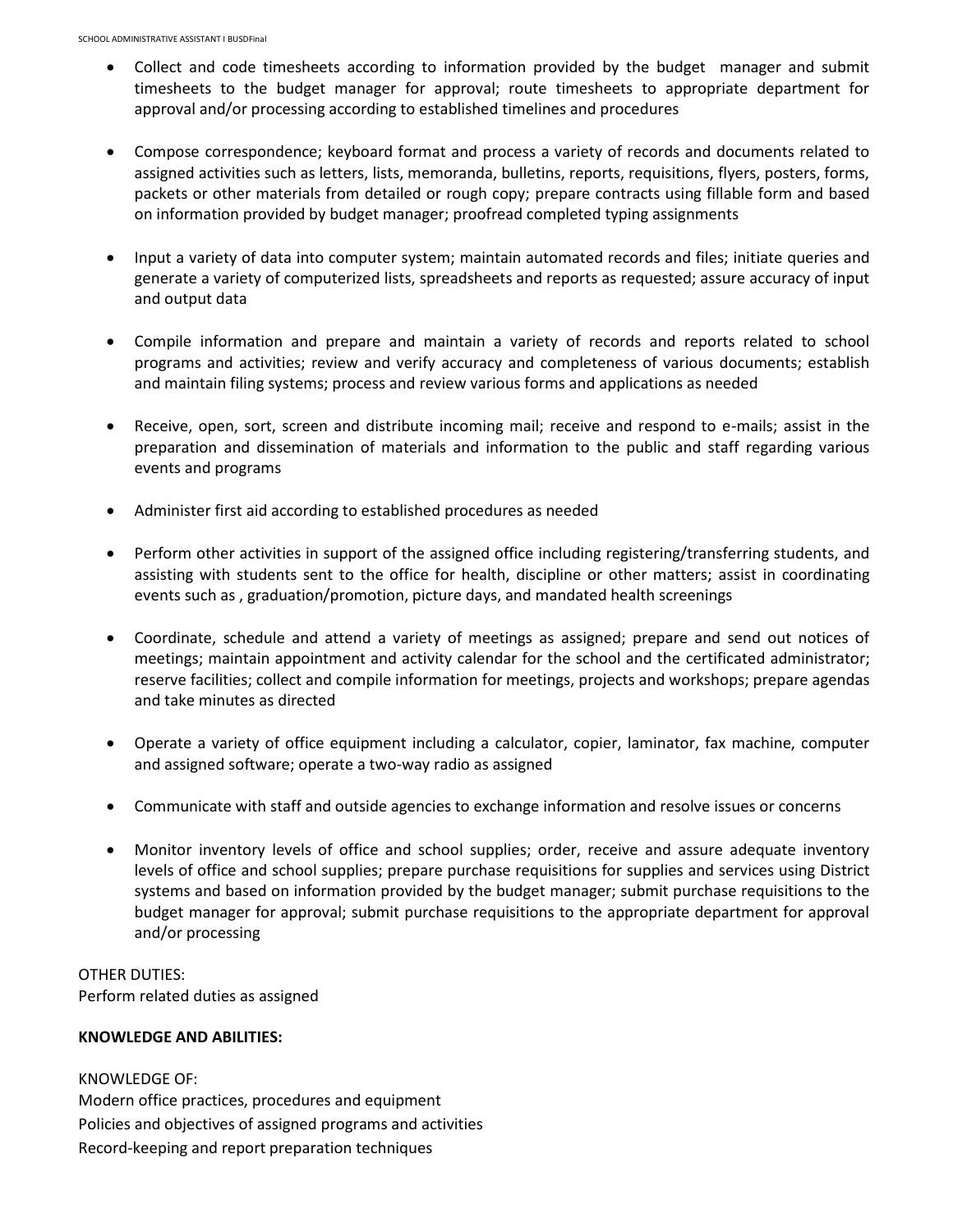- Collect and code timesheets according to information provided by the budget manager and submit timesheets to the budget manager for approval; route timesheets to appropriate department for approval and/or processing according to established timelines and procedures

- Compose correspondence; keyboard format and process a variety of records and documents related to assigned activities such as letters, lists, memoranda, bulletins, reports, requisitions, flyers, posters, forms, packets or other materials from detailed or rough copy; prepare contracts using fillable form and based on information provided by budget manager; proofread completed typing assignments

- Input a variety of data into computer system; maintain automated records and files; initiate queries and generate a variety of computerized lists, spreadsheets and reports as requested; assure accuracy of input and output data

- Compile information and prepare and maintain a variety of records and reports related to school programs and activities; review and verify accuracy and completeness of various documents; establish and maintain filing systems; process and review various forms and applications as needed

- Receive, open, sort, screen and distribute incoming mail; receive and respond to e-mails; assist in the preparation and dissemination of materials and information to the public and staff regarding various events and programs

- Administer first aid according to established procedures as needed

- Perform other activities in support of the assigned office including registering/transferring students, and assisting with students sent to the office for health, discipline or other matters; assist in coordinating events such as , graduation/promotion, picture days, and mandated health screenings

- Coordinate, schedule and attend a variety of meetings as assigned; prepare and send out notices of meetings; maintain appointment and activity calendar for the school and the certificated administrator; reserve facilities; collect and compile information for meetings, projects and workshops; prepare agendas and take minutes as directed

- Operate a variety of office equipment including a calculator, copier, laminator, fax machine, computer and assigned software; operate a two-way radio as assigned

- Communicate with staff and outside agencies to exchange information and resolve issues or concerns

- Monitor inventory levels of office and school supplies; order, receive and assure adequate inventory levels of office and school supplies; prepare purchase requisitions for supplies and services using District systems and based on information provided by the budget manager; submit purchase requisitions to the budget manager for approval; submit purchase requisitions to the appropriate department for approval and/or processing

OTHER DUTIES:
Perform related duties as assigned

**KNOWLEDGE AND ABILITIES:**

KNOWLEDGE OF:
Modern office practices, procedures and equipment
Policies and objectives of assigned programs and activities
Record-keeping and report preparation techniques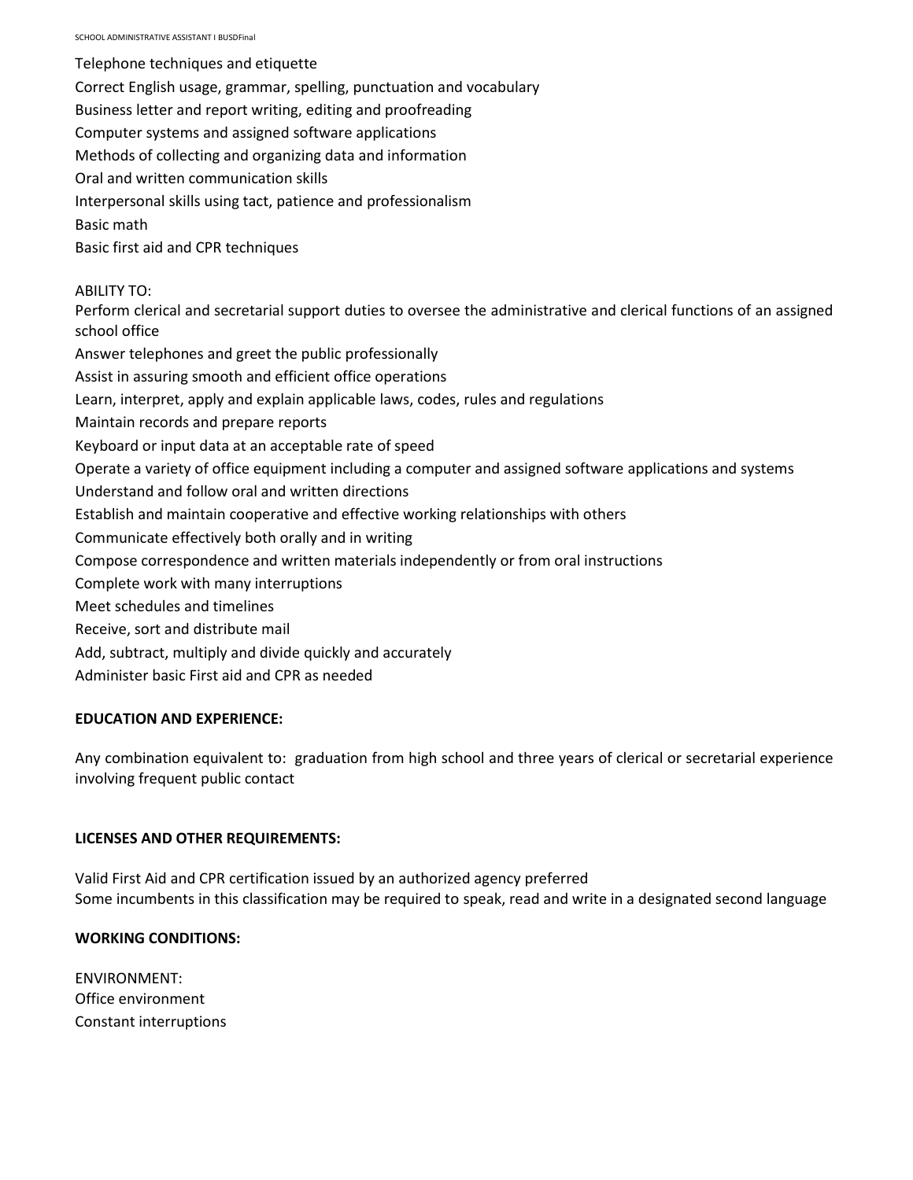Telephone techniques and etiquette
Correct English usage, grammar, spelling, punctuation and vocabulary
Business letter and report writing, editing and proofreading
Computer systems and assigned software applications
Methods of collecting and organizing data and information
Oral and written communication skills
Interpersonal skills using tact, patience and professionalism
Basic math
Basic first aid and CPR techniques

ABILITY TO:
Perform clerical and secretarial support duties to oversee the administrative and clerical functions of an assigned school office
Answer telephones and greet the public professionally
Assist in assuring smooth and efficient office operations
Learn, interpret, apply and explain applicable laws, codes, rules and regulations
Maintain records and prepare reports
Keyboard or input data at an acceptable rate of speed
Operate a variety of office equipment including a computer and assigned software applications and systems
Understand and follow oral and written directions
Establish and maintain cooperative and effective working relationships with others
Communicate effectively both orally and in writing
Compose correspondence and written materials independently or from oral instructions
Complete work with many interruptions
Meet schedules and timelines
Receive, sort and distribute mail
Add, subtract, multiply and divide quickly and accurately
Administer basic First aid and CPR as needed

**EDUCATION AND EXPERIENCE:**

Any combination equivalent to: graduation from high school and three years of clerical or secretarial experience involving frequent public contact

**LICENSES AND OTHER REQUIREMENTS:**

Valid First Aid and CPR certification issued by an authorized agency preferred
Some incumbents in this classification may be required to speak, read and write in a designated second language

**WORKING CONDITIONS:**

ENVIRONMENT:
Office environment
Constant interruptions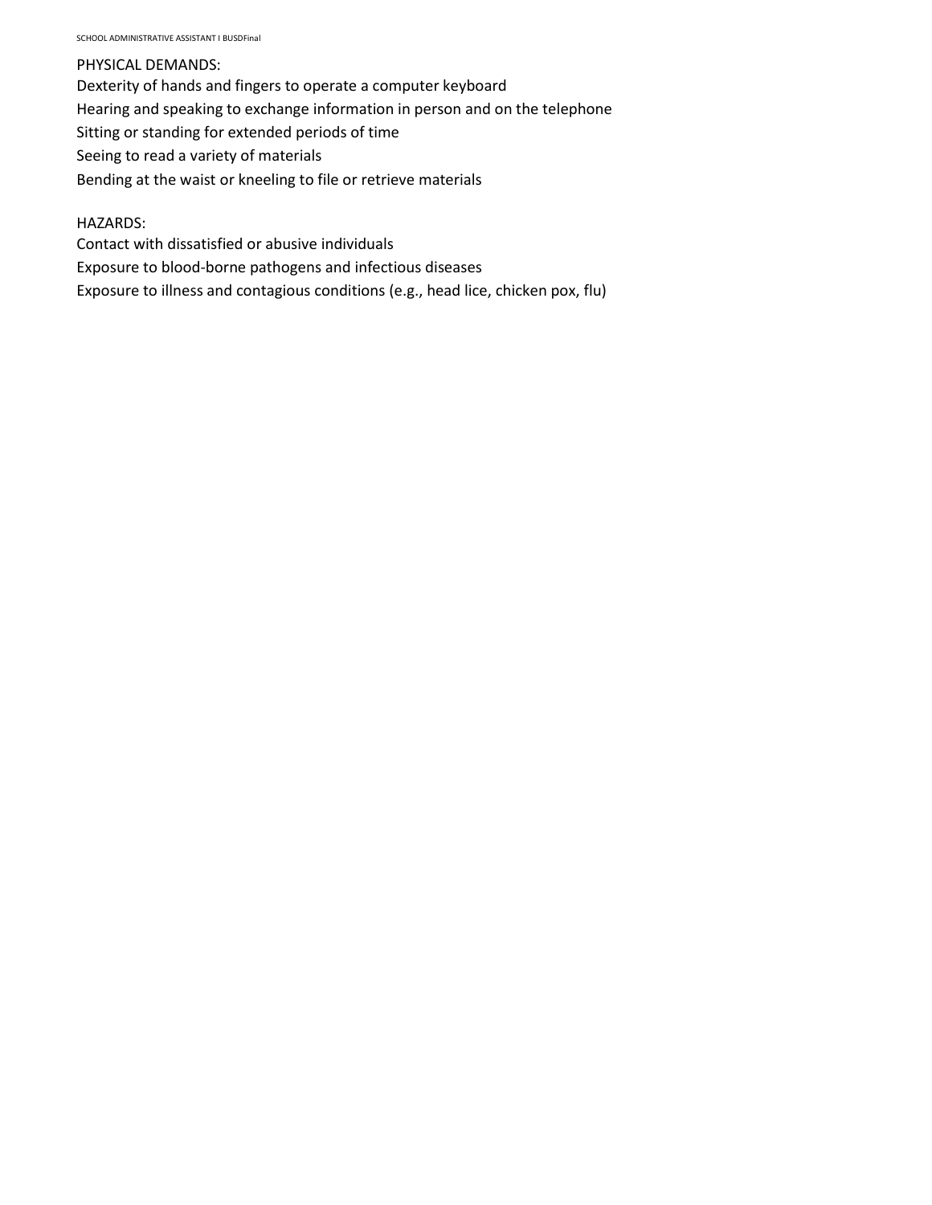PHYSICAL DEMANDS:

Dexterity of hands and fingers to operate a computer keyboard
Hearing and speaking to exchange information in person and on the telephone
Sitting or standing for extended periods of time
Seeing to read a variety of materials
Bending at the waist or kneeling to file or retrieve materials

HAZARDS:

Contact with dissatisfied or abusive individuals
Exposure to blood-borne pathogens and infectious diseases
Exposure to illness and contagious conditions (e.g., head lice, chicken pox, flu)